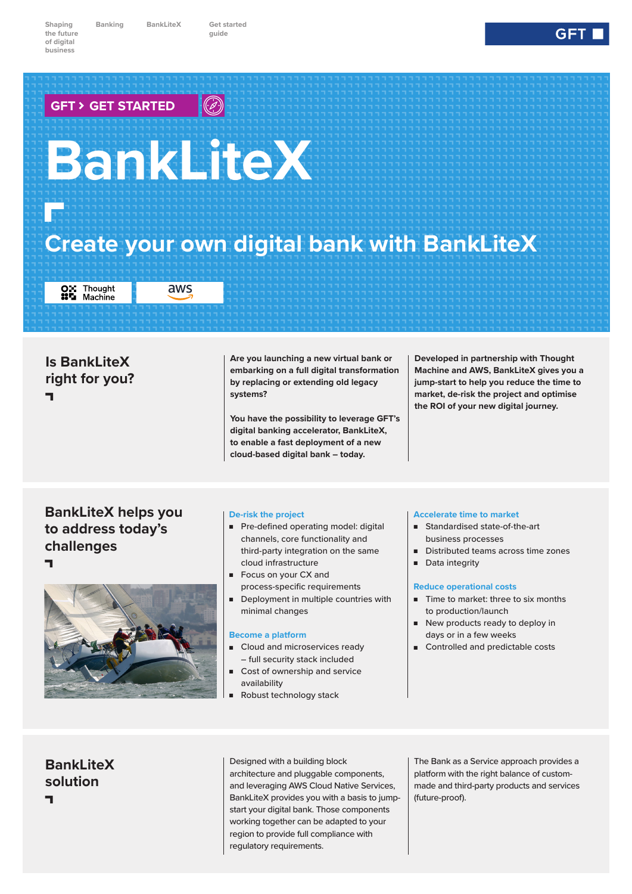# BankLiteX

GFT > GET STARTED

## Create your own digital bank with BankLiteX

Thought Machine | aws

## Is BankLiteX right for you?

**Are you launching a new virtual bank or embarking on a full digital transformation by replacing or extending old legacy systems?**

**You have the possibility to leverage GFT's digital banking accelerator, BankLiteX, to enable a fast deployment of a new cloud-based digital bank – today.**

**Developed in partnership with Thought Machine and AWS, BankLiteX gives you a jump-start to help you reduce the time to market, de-risk the project and optimise the ROI of your new digital journey.**

## BankLiteX helps you to address today's challenges

### De-risk the project

- Pre-defined operating model: digital channels, core functionality and third-party integration on the same cloud infrastructure
- Focus on your CX and process-specific requirements
- Deployment in multiple countries with minimal changes

### Become a platform

- Cloud and microservices ready – full security stack included
- Cost of ownership and service availability
- Robust technology stack

### Accelerate time to market

- Standardised state-of-the-art business processes
- Distributed teams across time zones
- Data integrity

### Reduce operational costs

- Time to market: three to six months to production/launch
- New products ready to deploy in days or in a few weeks
- Controlled and predictable costs

## BankLiteX solution

Designed with a building block architecture and pluggable components, and leveraging AWS Cloud Native Services, BankLiteX provides you with a basis to jump-start your digital bank. Those components working together can be adapted to your region to provide full compliance with regulatory requirements.

The Bank as a Service approach provides a platform with the right balance of custom-made and third-party products and services (future-proof).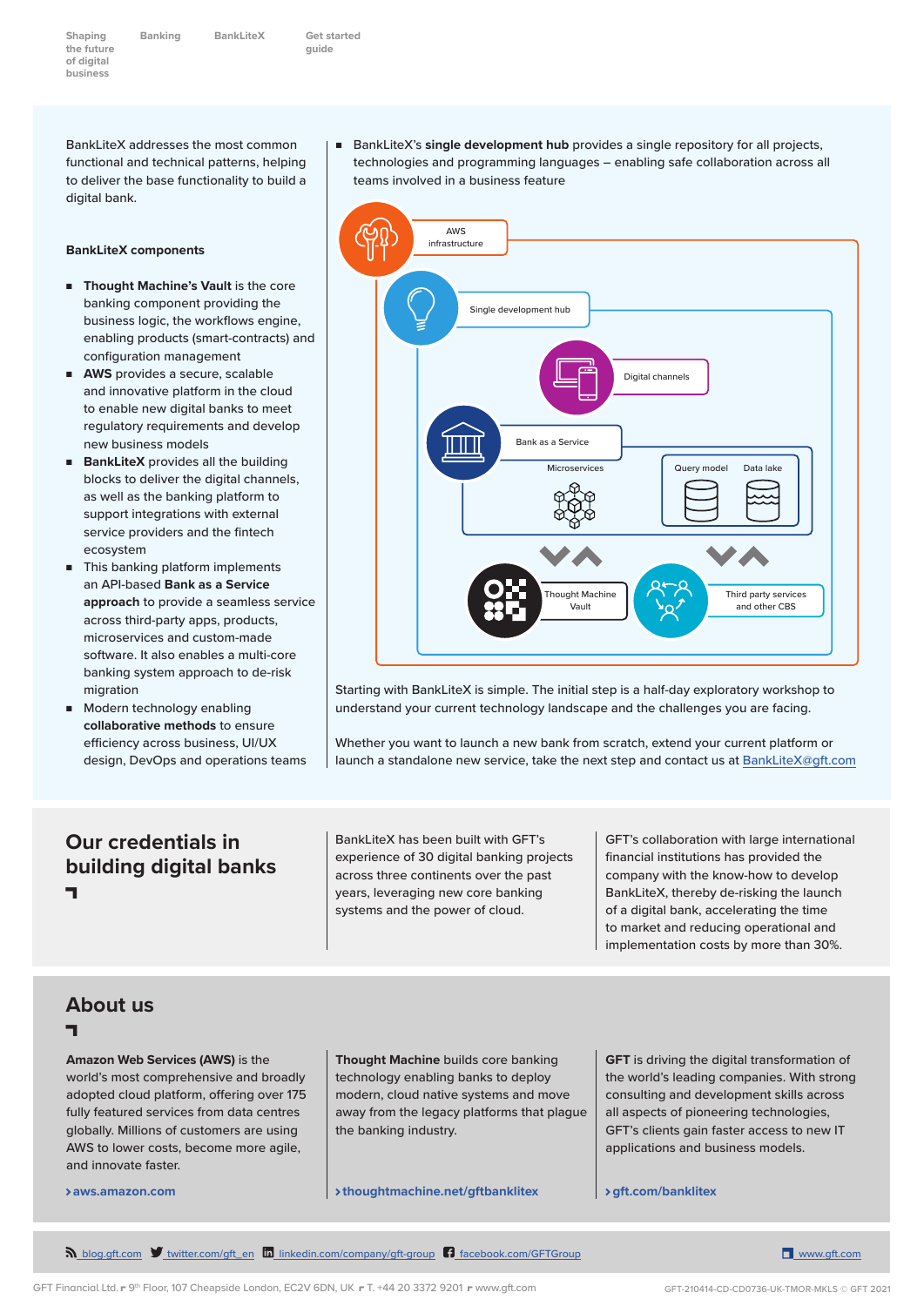BankLiteX addresses the most common functional and technical patterns, helping to deliver the base functionality to build a digital bank.

**BankLiteX components**

- **Thought Machine's Vault** is the core banking component providing the business logic, the workflows engine, enabling products (smart-contracts) and configuration management
- **AWS** provides a secure, scalable and innovative platform in the cloud to enable new digital banks to meet regulatory requirements and develop new business models
- **BankLiteX** provides all the building blocks to deliver the digital channels, as well as the banking platform to support integrations with external service providers and the fintech ecosystem
- This banking platform implements an API-based **Bank as a Service approach** to provide a seamless service across third-party apps, products, microservices and custom-made software. It also enables a multi-core banking system approach to de-risk migration
- Modern technology enabling **collaborative methods** to ensure efficiency across business, UI/UX design, DevOps and operations teams
- BankLiteX's **single development hub** provides a single repository for all projects, technologies and programming languages – enabling safe collaboration across all teams involved in a business feature

AWS infrastructure
Single development hub
Digital channels
Bank as a Service
Microservices
Query model
Data lake
Thought Machine Vault
Third party services and other CBS

Starting with BankLiteX is simple. The initial step is a half-day exploratory workshop to understand your current technology landscape and the challenges you are facing.

Whether you want to launch a new bank from scratch, extend your current platform or launch a standalone new service, take the next step and contact us at BankLiteX@gft.com

## Our credentials in building digital banks

BankLiteX has been built with GFT's experience of 30 digital banking projects across three continents over the past years, leveraging new core banking systems and the power of cloud.

GFT's collaboration with large international financial institutions has provided the company with the know-how to develop BankLiteX, thereby de-risking the launch of a digital bank, accelerating the time to market and reducing operational and implementation costs by more than 30%.

## About us

**Amazon Web Services (AWS)** is the world's most comprehensive and broadly adopted cloud platform, offering over 175 fully featured services from data centres globally. Millions of customers are using AWS to lower costs, become more agile, and innovate faster.

› aws.amazon.com

**Thought Machine** builds core banking technology enabling banks to deploy modern, cloud native systems and move away from the legacy platforms that plague the banking industry.

› thoughtmachine.net/gftbanklitex

**GFT** is driving the digital transformation of the world's leading companies. With strong consulting and development skills across all aspects of pioneering technologies, GFT's clients gain faster access to new IT applications and business models.

› gft.com/banklitex

blog.gft.com twitter.com/gft_en linkedin.com/company/gft-group facebook.com/GFTGroup www.gft.com

GFT Financial Ltd. 9th Floor, 107 Cheapside London, EC2V 6DN, UK T. +44 20 3372 9201 www.gft.com

GFT-210414-CD-CD0736-UK-TMOR-MKLS © GFT 2021